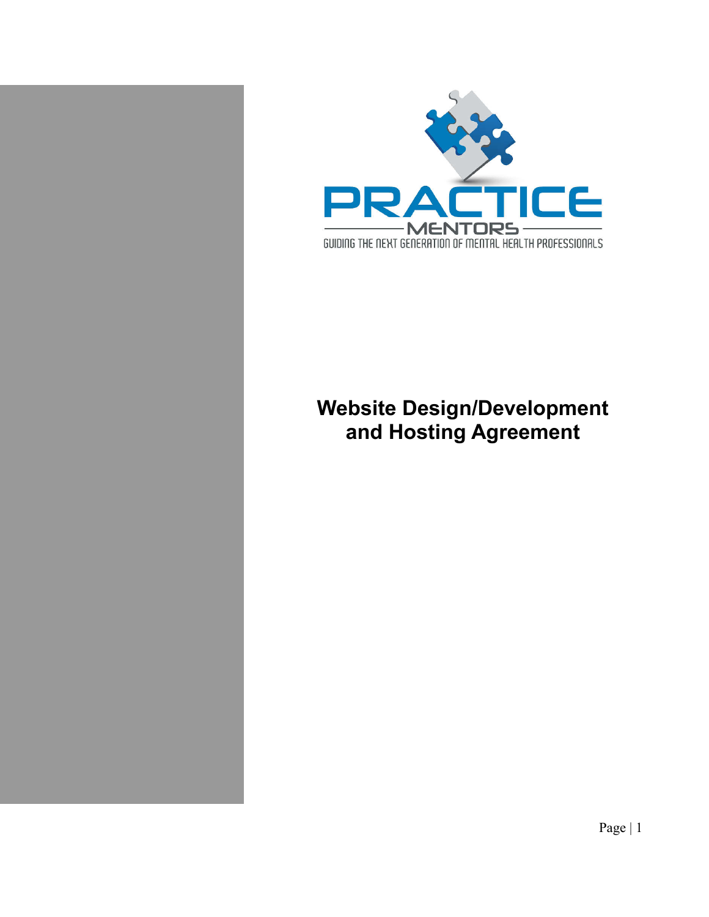PRACTICE

MENTORS

GUIDING THE NEXT GENERATION OF MENTAL HEALTH PROFESSIONALS

# Website Design/Development and Hosting Agreement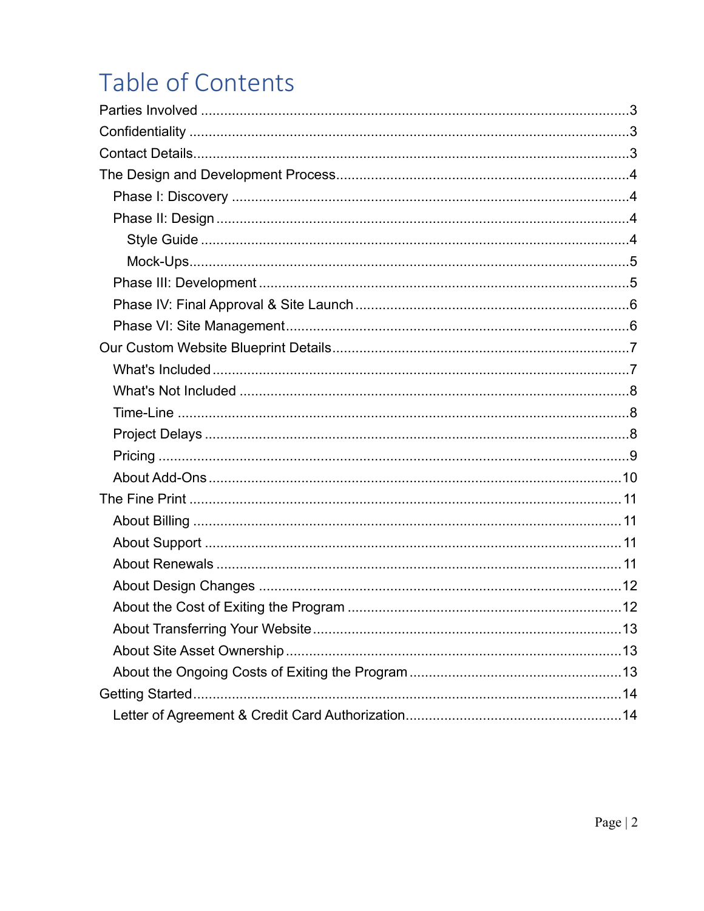# Table of Contents

- Parties Involved ... 3
- Confidentiality ... 3
- Contact Details ... 3
- The Design and Development Process ... 4
  - Phase I: Discovery ... 4
  - Phase II: Design ... 4
    - Style Guide ... 4
    - Mock-Ups ... 5
  - Phase III: Development ... 5
  - Phase IV: Final Approval & Site Launch ... 6
  - Phase VI: Site Management ... 6
- Our Custom Website Blueprint Details ... 7
  - What's Included ... 7
  - What's Not Included ... 8
  - Time-Line ... 8
  - Project Delays ... 8
  - Pricing ... 9
  - About Add-Ons ... 10
- The Fine Print ... 11
  - About Billing ... 11
  - About Support ... 11
  - About Renewals ... 11
  - About Design Changes ... 12
  - About the Cost of Exiting the Program ... 12
  - About Transferring Your Website ... 13
  - About Site Asset Ownership ... 13
  - About the Ongoing Costs of Exiting the Program ... 13
- Getting Started ... 14
  - Letter of Agreement & Credit Card Authorization ... 14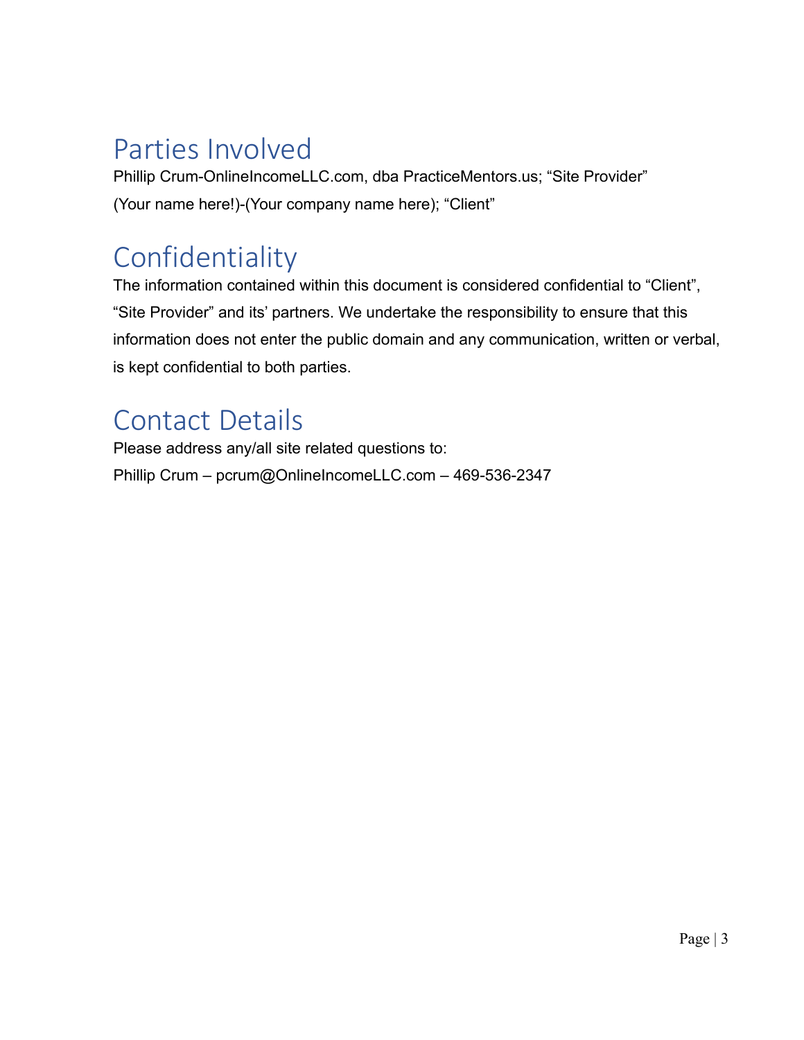# Parties Involved

Phillip Crum-OnlineIncomeLLC.com, dba PracticeMentors.us; “Site Provider”

(Your name here!)-(Your company name here); “Client”

# Confidentiality

The information contained within this document is considered confidential to “Client”, “Site Provider” and its’ partners. We undertake the responsibility to ensure that this information does not enter the public domain and any communication, written or verbal, is kept confidential to both parties.

# Contact Details

Please address any/all site related questions to:

Phillip Crum – pcrum@OnlineIncomeLLC.com – 469-536-2347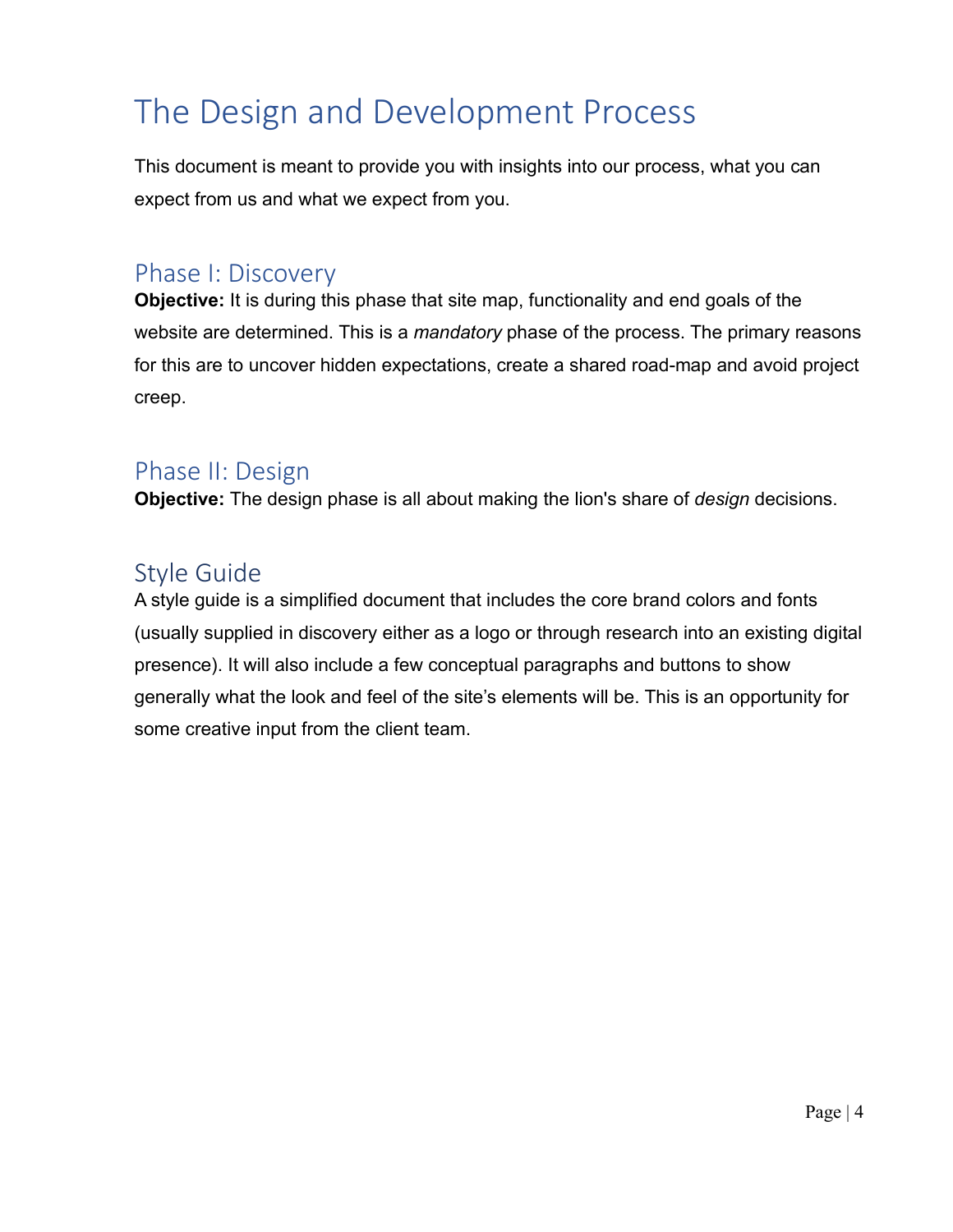# The Design and Development Process

This document is meant to provide you with insights into our process, what you can expect from us and what we expect from you.

## Phase I: Discovery

**Objective:** It is during this phase that site map, functionality and end goals of the website are determined. This is a *mandatory* phase of the process. The primary reasons for this are to uncover hidden expectations, create a shared road-map and avoid project creep.

## Phase II: Design

**Objective:** The design phase is all about making the lion's share of *design* decisions.

## Style Guide

A style guide is a simplified document that includes the core brand colors and fonts (usually supplied in discovery either as a logo or through research into an existing digital presence). It will also include a few conceptual paragraphs and buttons to show generally what the look and feel of the site's elements will be. This is an opportunity for some creative input from the client team.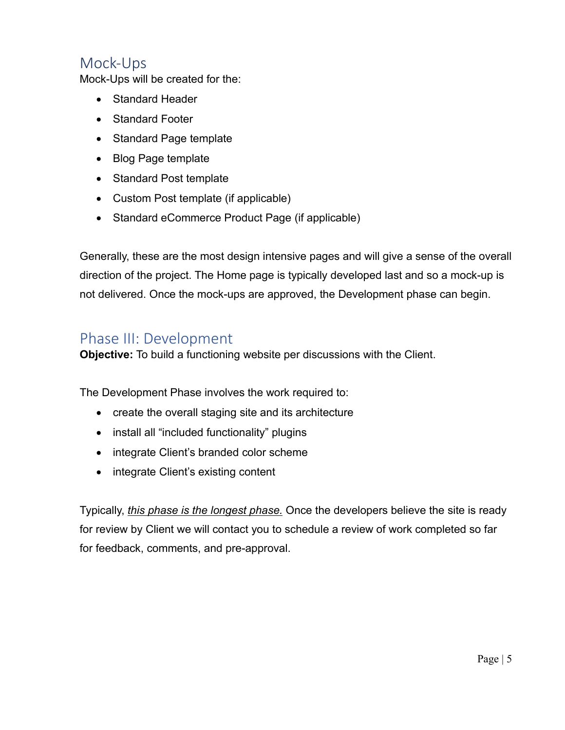## Mock-Ups

Mock-Ups will be created for the:

- Standard Header
- Standard Footer
- Standard Page template
- Blog Page template
- Standard Post template
- Custom Post template (if applicable)
- Standard eCommerce Product Page (if applicable)

Generally, these are the most design intensive pages and will give a sense of the overall direction of the project. The Home page is typically developed last and so a mock-up is not delivered. Once the mock-ups are approved, the Development phase can begin.

## Phase III: Development

**Objective:** To build a functioning website per discussions with the Client.

The Development Phase involves the work required to:

- create the overall staging site and its architecture
- install all "included functionality" plugins
- integrate Client's branded color scheme
- integrate Client's existing content

Typically, *this phase is the longest phase.* Once the developers believe the site is ready for review by Client we will contact you to schedule a review of work completed so far for feedback, comments, and pre-approval.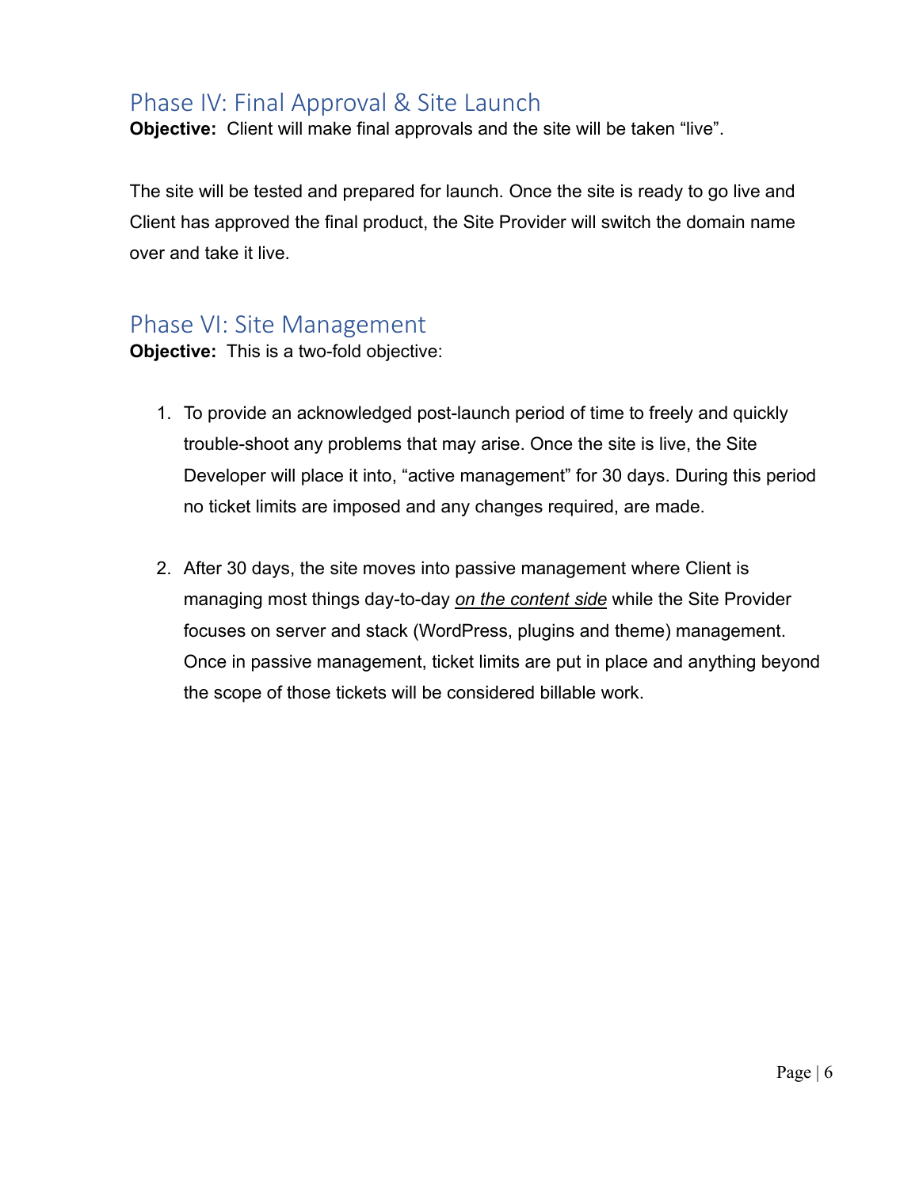## Phase IV: Final Approval & Site Launch

**Objective:** Client will make final approvals and the site will be taken "live".

The site will be tested and prepared for launch. Once the site is ready to go live and Client has approved the final product, the Site Provider will switch the domain name over and take it live.

## Phase VI: Site Management

**Objective:** This is a two-fold objective:

1. To provide an acknowledged post-launch period of time to freely and quickly trouble-shoot any problems that may arise. Once the site is live, the Site Developer will place it into, "active management" for 30 days. During this period no ticket limits are imposed and any changes required, are made.

2. After 30 days, the site moves into passive management where Client is managing most things day-to-day ***on the content side*** while the Site Provider focuses on server and stack (WordPress, plugins and theme) management. Once in passive management, ticket limits are put in place and anything beyond the scope of those tickets will be considered billable work.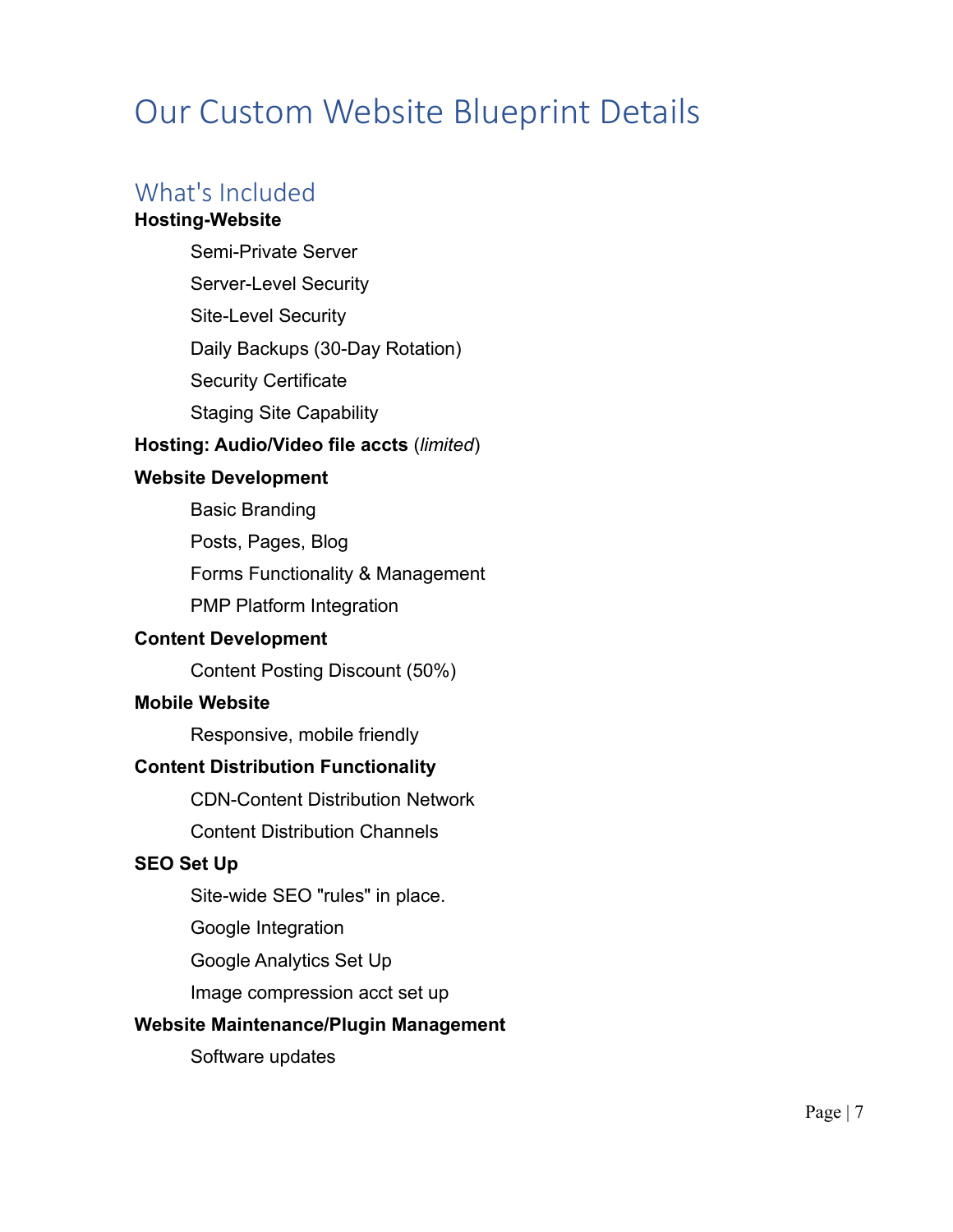# Our Custom Website Blueprint Details

## What's Included

**Hosting-Website**

- Semi-Private Server
- Server-Level Security
- Site-Level Security
- Daily Backups (30-Day Rotation)
- Security Certificate
- Staging Site Capability

**Hosting: Audio/Video file accts** (*limited*)

**Website Development**

- Basic Branding
- Posts, Pages, Blog
- Forms Functionality & Management
- PMP Platform Integration

**Content Development**

- Content Posting Discount (50%)

**Mobile Website**

- Responsive, mobile friendly

**Content Distribution Functionality**

- CDN-Content Distribution Network
- Content Distribution Channels

**SEO Set Up**

- Site-wide SEO "rules" in place.
- Google Integration
- Google Analytics Set Up
- Image compression acct set up

**Website Maintenance/Plugin Management**

- Software updates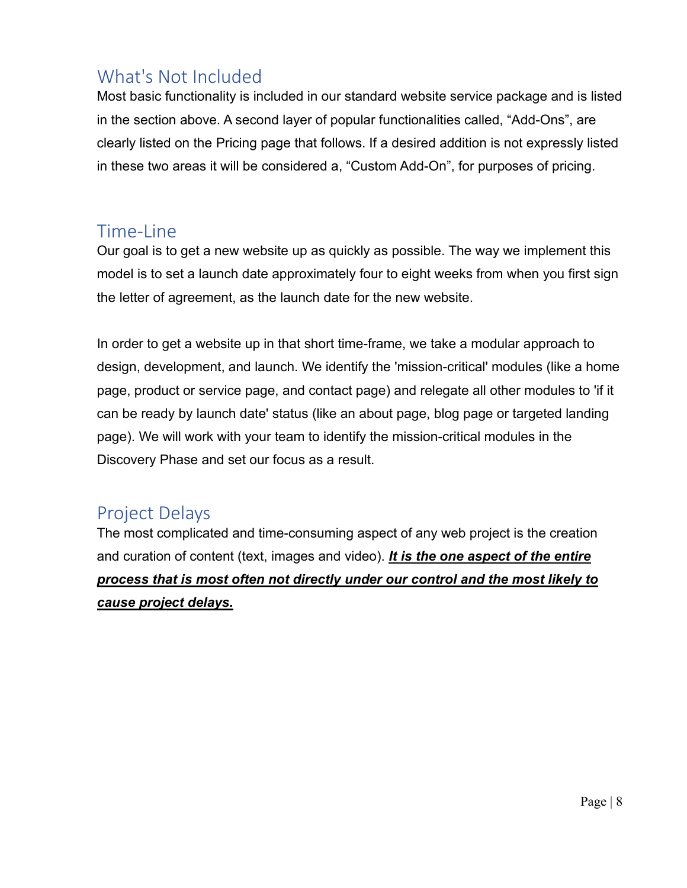## What's Not Included

Most basic functionality is included in our standard website service package and is listed in the section above. A second layer of popular functionalities called, “Add-Ons”, are clearly listed on the Pricing page that follows. If a desired addition is not expressly listed in these two areas it will be considered a, “Custom Add-On”, for purposes of pricing.

## Time-Line

Our goal is to get a new website up as quickly as possible. The way we implement this model is to set a launch date approximately four to eight weeks from when you first sign the letter of agreement, as the launch date for the new website.

In order to get a website up in that short time-frame, we take a modular approach to design, development, and launch. We identify the 'mission-critical' modules (like a home page, product or service page, and contact page) and relegate all other modules to 'if it can be ready by launch date' status (like an about page, blog page or targeted landing page). We will work with your team to identify the mission-critical modules in the Discovery Phase and set our focus as a result.

## Project Delays

The most complicated and time-consuming aspect of any web project is the creation and curation of content (text, images and video). <u>***It is the one aspect of the entire process that is most often not directly under our control and the most likely to cause project delays.***</u>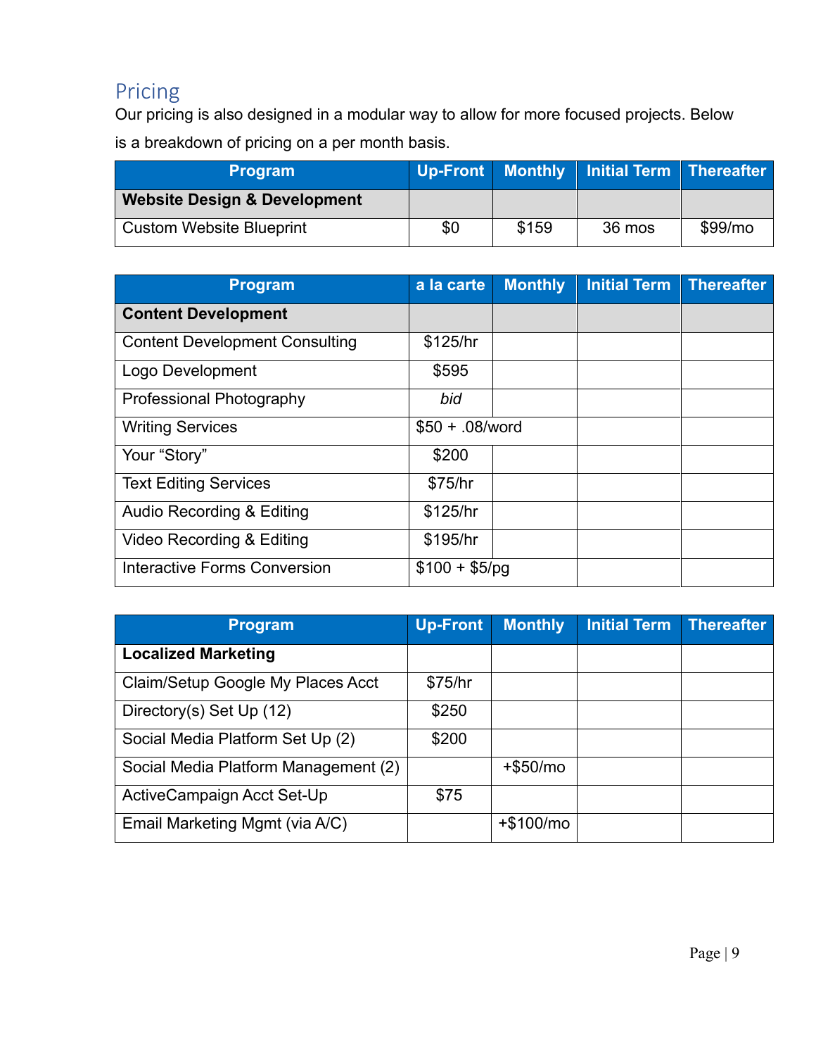## Pricing

Our pricing is also designed in a modular way to allow for more focused projects. Below is a breakdown of pricing on a per month basis.

| Program | Up-Front | Monthly | Initial Term | Thereafter |
|---|---|---|---|---|
| **Website Design & Development** | | | | |
| Custom Website Blueprint | $0 | $159 | 36 mos | $99/mo |

| Program | a la carte | Monthly | Initial Term | Thereafter |
|---|---|---|---|---|
| **Content Development** | | | | |
| Content Development Consulting | $125/hr | | | |
| Logo Development | $595 | | | |
| Professional Photography | *bid* | | | |
| Writing Services | $50 + .08/word | | | |
| Your "Story" | $200 | | | |
| Text Editing Services | $75/hr | | | |
| Audio Recording & Editing | $125/hr | | | |
| Video Recording & Editing | $195/hr | | | |
| Interactive Forms Conversion | $100 + $5/pg | | | |

| Program | Up-Front | Monthly | Initial Term | Thereafter |
|---|---|---|---|---|
| **Localized Marketing** | | | | |
| Claim/Setup Google My Places Acct | $75/hr | | | |
| Directory(s) Set Up (12) | $250 | | | |
| Social Media Platform Set Up (2) | $200 | | | |
| Social Media Platform Management (2) | | +$50/mo | | |
| ActiveCampaign Acct Set-Up | $75 | | | |
| Email Marketing Mgmt (via A/C) | | +$100/mo | | |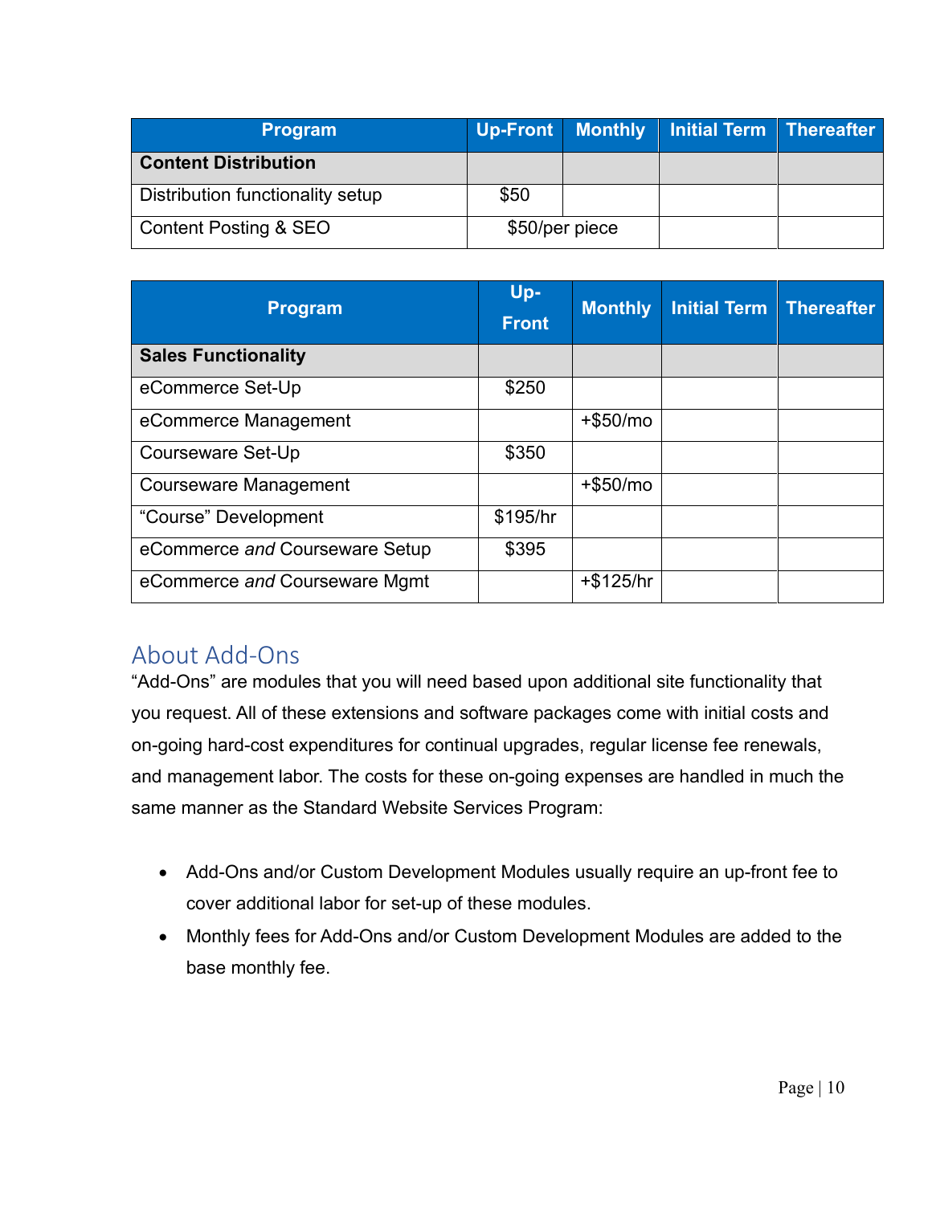| Program | Up-Front | Monthly | Initial Term | Thereafter |
|---|---|---|---|---|
| **Content Distribution** | | | | |
| Distribution functionality setup | $50 | | | |
| Content Posting & SEO | $50/per piece | | | |

| Program | Up-Front | Monthly | Initial Term | Thereafter |
|---|---|---|---|---|
| **Sales Functionality** | | | | |
| eCommerce Set-Up | $250 | | | |
| eCommerce Management | | +$50/mo | | |
| Courseware Set-Up | $350 | | | |
| Courseware Management | | +$50/mo | | |
| "Course" Development | $195/hr | | | |
| eCommerce *and* Courseware Setup | $395 | | | |
| eCommerce *and* Courseware Mgmt | | +$125/hr | | |

## About Add-Ons

"Add-Ons" are modules that you will need based upon additional site functionality that you request. All of these extensions and software packages come with initial costs and on-going hard-cost expenditures for continual upgrades, regular license fee renewals, and management labor. The costs for these on-going expenses are handled in much the same manner as the Standard Website Services Program:

- Add-Ons and/or Custom Development Modules usually require an up-front fee to cover additional labor for set-up of these modules.
- Monthly fees for Add-Ons and/or Custom Development Modules are added to the base monthly fee.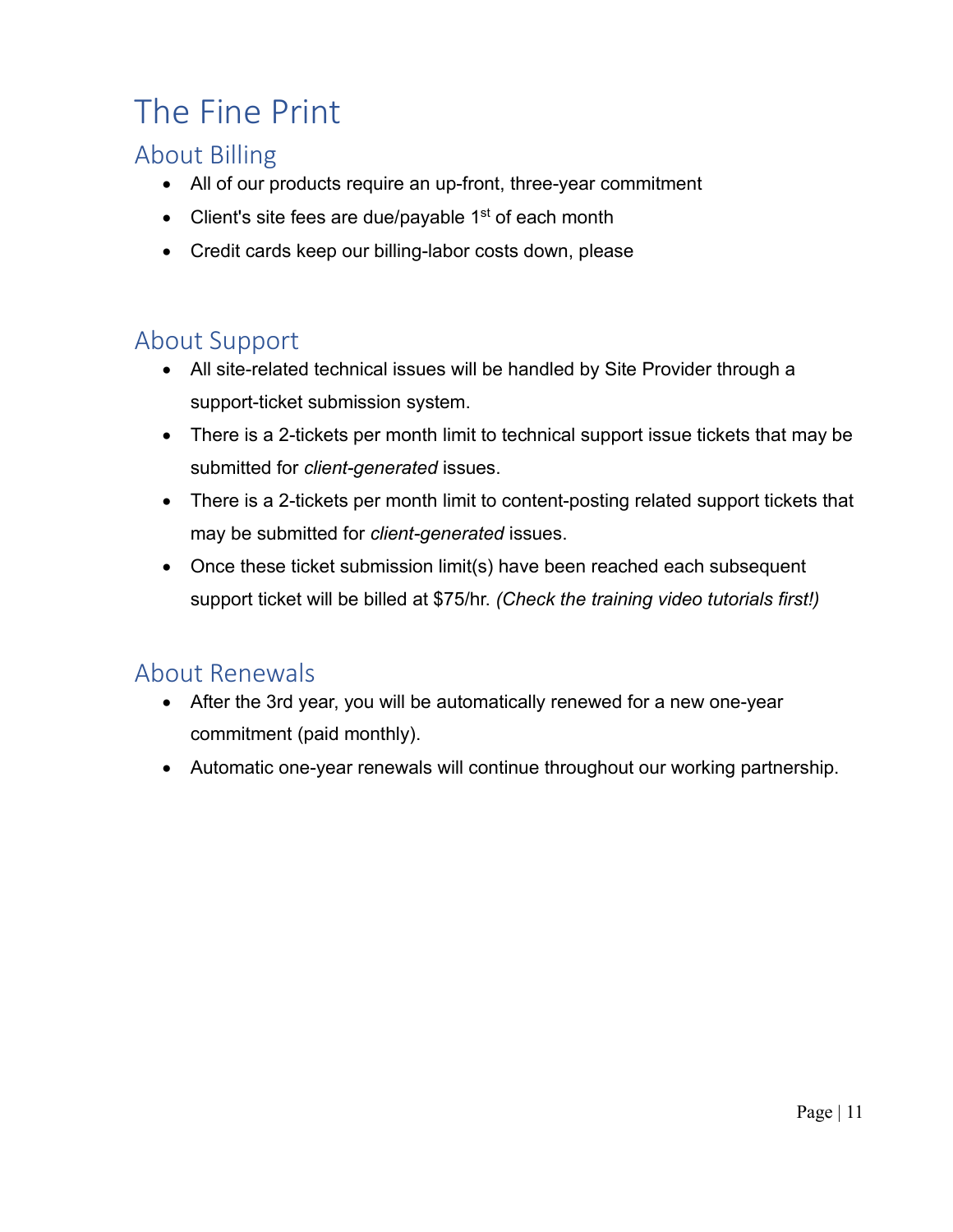# The Fine Print

## About Billing

- All of our products require an up-front, three-year commitment
- Client's site fees are due/payable 1st of each month
- Credit cards keep our billing-labor costs down, please

## About Support

- All site-related technical issues will be handled by Site Provider through a support-ticket submission system.
- There is a 2-tickets per month limit to technical support issue tickets that may be submitted for *client-generated* issues.
- There is a 2-tickets per month limit to content-posting related support tickets that may be submitted for *client-generated* issues.
- Once these ticket submission limit(s) have been reached each subsequent support ticket will be billed at $75/hr. *(Check the training video tutorials first!)*

## About Renewals

- After the 3rd year, you will be automatically renewed for a new one-year commitment (paid monthly).
- Automatic one-year renewals will continue throughout our working partnership.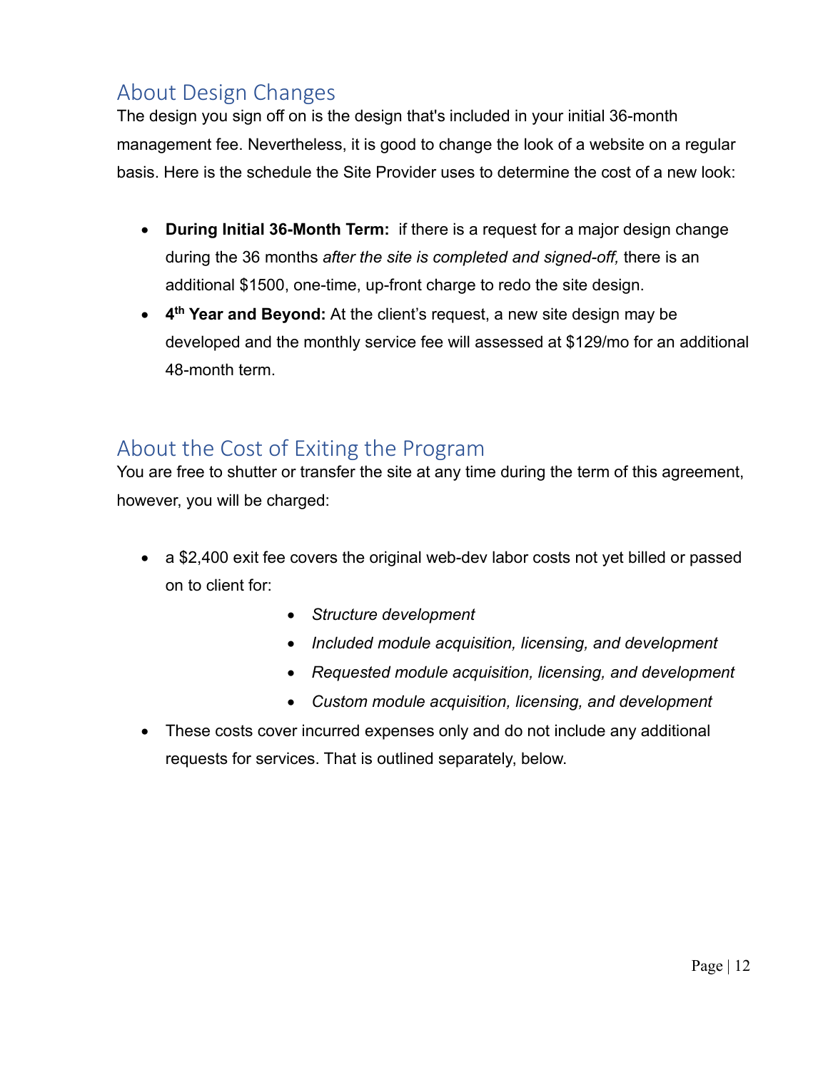## About Design Changes

The design you sign off on is the design that's included in your initial 36-month management fee. Nevertheless, it is good to change the look of a website on a regular basis. Here is the schedule the Site Provider uses to determine the cost of a new look:

- **During Initial 36-Month Term:** if there is a request for a major design change during the 36 months *after the site is completed and signed-off,* there is an additional $1500, one-time, up-front charge to redo the site design.
- **4th Year and Beyond:** At the client's request, a new site design may be developed and the monthly service fee will assessed at $129/mo for an additional 48-month term.

## About the Cost of Exiting the Program

You are free to shutter or transfer the site at any time during the term of this agreement, however, you will be charged:

- a $2,400 exit fee covers the original web-dev labor costs not yet billed or passed on to client for:
  - *Structure development*
  - *Included module acquisition, licensing, and development*
  - *Requested module acquisition, licensing, and development*
  - *Custom module acquisition, licensing, and development*
- These costs cover incurred expenses only and do not include any additional requests for services. That is outlined separately, below.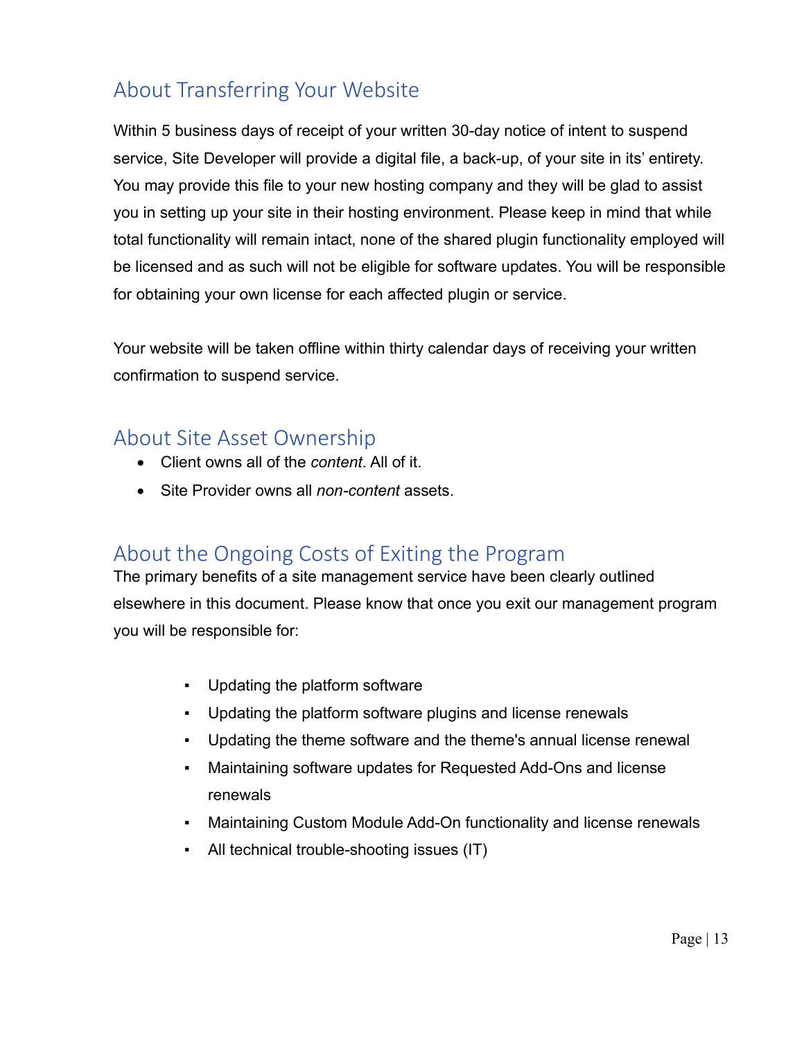## About Transferring Your Website

Within 5 business days of receipt of your written 30-day notice of intent to suspend service, Site Developer will provide a digital file, a back-up, of your site in its' entirety. You may provide this file to your new hosting company and they will be glad to assist you in setting up your site in their hosting environment. Please keep in mind that while total functionality will remain intact, none of the shared plugin functionality employed will be licensed and as such will not be eligible for software updates. You will be responsible for obtaining your own license for each affected plugin or service.

Your website will be taken offline within thirty calendar days of receiving your written confirmation to suspend service.

## About Site Asset Ownership

- Client owns all of the *content*. All of it.
- Site Provider owns all *non-content* assets.

## About the Ongoing Costs of Exiting the Program

The primary benefits of a site management service have been clearly outlined elsewhere in this document. Please know that once you exit our management program you will be responsible for:

- Updating the platform software
- Updating the platform software plugins and license renewals
- Updating the theme software and the theme's annual license renewal
- Maintaining software updates for Requested Add-Ons and license renewals
- Maintaining Custom Module Add-On functionality and license renewals
- All technical trouble-shooting issues (IT)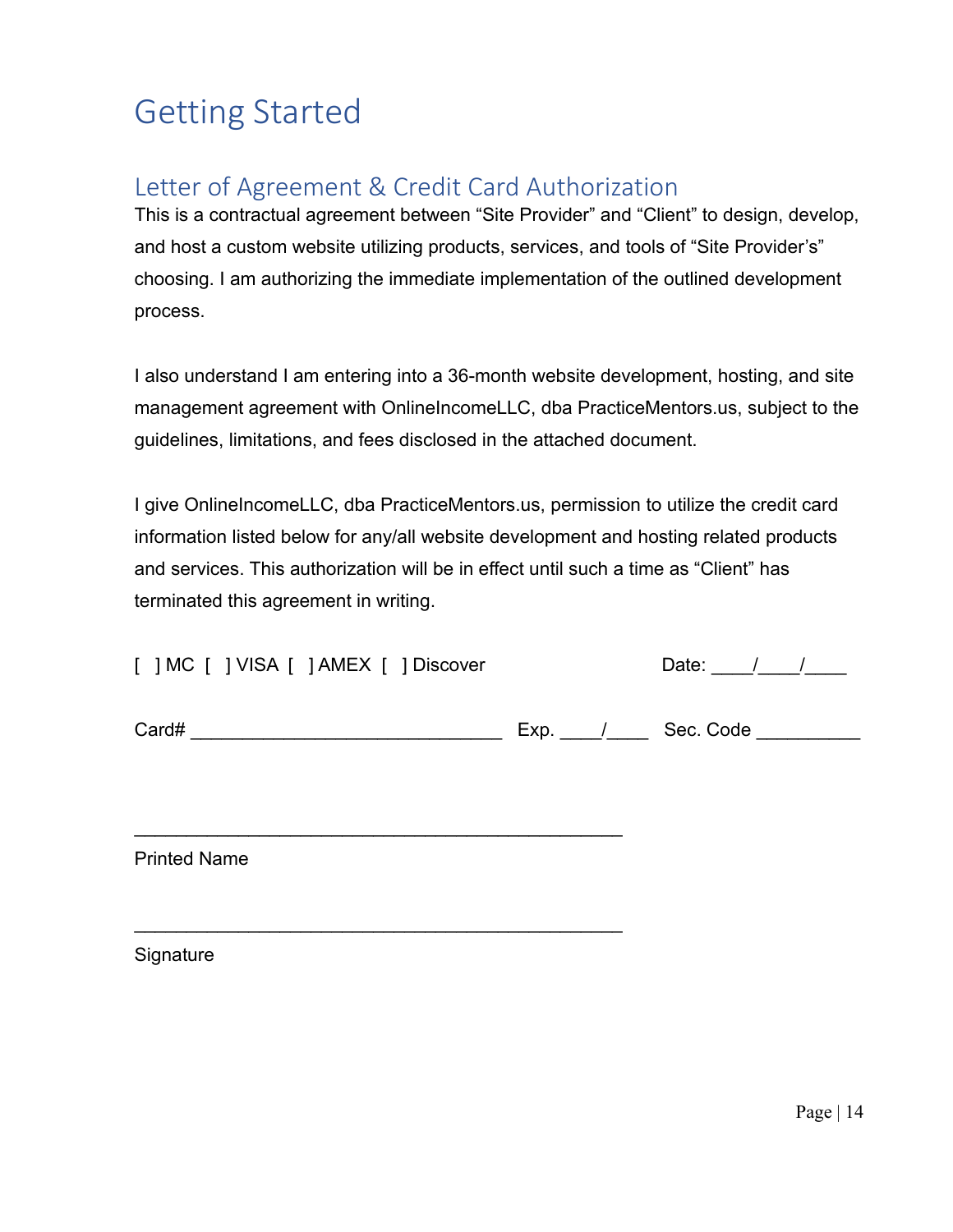# Getting Started

## Letter of Agreement & Credit Card Authorization

This is a contractual agreement between “Site Provider” and “Client” to design, develop, and host a custom website utilizing products, services, and tools of “Site Provider’s” choosing. I am authorizing the immediate implementation of the outlined development process.

I also understand I am entering into a 36-month website development, hosting, and site management agreement with OnlineIncomeLLC, dba PracticeMentors.us, subject to the guidelines, limitations, and fees disclosed in the attached document.

I give OnlineIncomeLLC, dba PracticeMentors.us, permission to utilize the credit card information listed below for any/all website development and hosting related products and services. This authorization will be in effect until such a time as “Client” has terminated this agreement in writing.

[  ] MC  [  ] VISA  [  ] AMEX  [  ] Discover                    Date: ____/____/____

Card# ______________________________  Exp. ____/____  Sec. Code __________

_______________________________________________

Printed Name

_______________________________________________

Signature